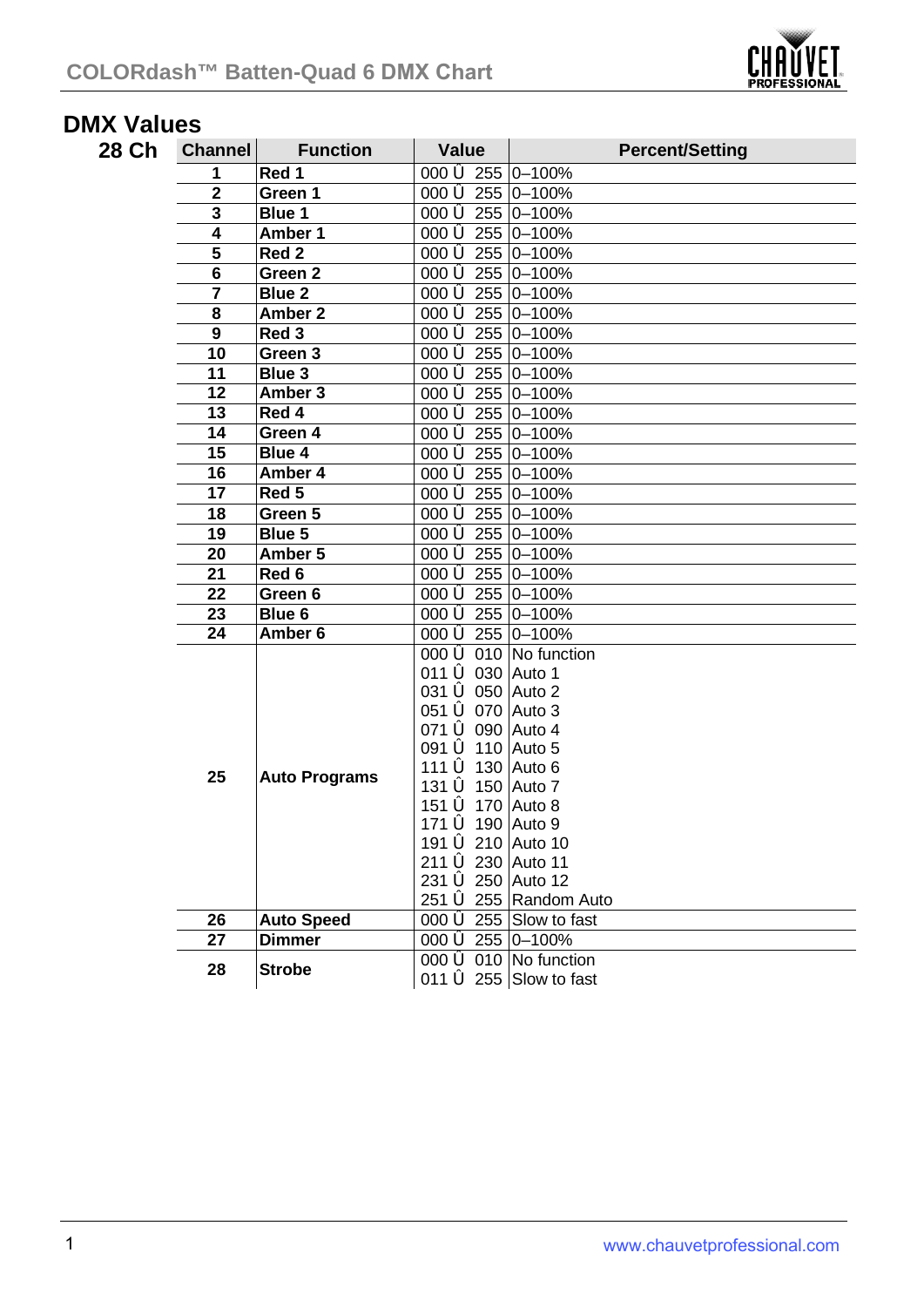# COLORdash™ Batten-Quad 6 DMX Chart

## DMX Values

### 28 Ch

| Channel | Function | Value | Percent/Setting |
|---|---|---|---|
| 1 | Red 1 | 000 Û 255 | 0–100% |
| 2 | Green 1 | 000 Û 255 | 0–100% |
| 3 | Blue 1 | 000 Û 255 | 0–100% |
| 4 | Amber 1 | 000 Û 255 | 0–100% |
| 5 | Red 2 | 000 Û 255 | 0–100% |
| 6 | Green 2 | 000 Û 255 | 0–100% |
| 7 | Blue 2 | 000 Û 255 | 0–100% |
| 8 | Amber 2 | 000 Û 255 | 0–100% |
| 9 | Red 3 | 000 Û 255 | 0–100% |
| 10 | Green 3 | 000 Û 255 | 0–100% |
| 11 | Blue 3 | 000 Û 255 | 0–100% |
| 12 | Amber 3 | 000 Û 255 | 0–100% |
| 13 | Red 4 | 000 Û 255 | 0–100% |
| 14 | Green 4 | 000 Û 255 | 0–100% |
| 15 | Blue 4 | 000 Û 255 | 0–100% |
| 16 | Amber 4 | 000 Û 255 | 0–100% |
| 17 | Red 5 | 000 Û 255 | 0–100% |
| 18 | Green 5 | 000 Û 255 | 0–100% |
| 19 | Blue 5 | 000 Û 255 | 0–100% |
| 20 | Amber 5 | 000 Û 255 | 0–100% |
| 21 | Red 6 | 000 Û 255 | 0–100% |
| 22 | Green 6 | 000 Û 255 | 0–100% |
| 23 | Blue 6 | 000 Û 255 | 0–100% |
| 24 | Amber 6 | 000 Û 255 | 0–100% |
| 25 | Auto Programs | 000 Û 010 | No function |
| | | 011 Û 030 | Auto 1 |
| | | 031 Û 050 | Auto 2 |
| | | 051 Û 070 | Auto 3 |
| | | 071 Û 090 | Auto 4 |
| | | 091 Û 110 | Auto 5 |
| | | 111 Û 130 | Auto 6 |
| | | 131 Û 150 | Auto 7 |
| | | 151 Û 170 | Auto 8 |
| | | 171 Û 190 | Auto 9 |
| | | 191 Û 210 | Auto 10 |
| | | 211 Û 230 | Auto 11 |
| | | 231 Û 250 | Auto 12 |
| | | 251 Û 255 | Random Auto |
| 26 | Auto Speed | 000 Û 255 | Slow to fast |
| 27 | Dimmer | 000 Û 255 | 0–100% |
| 28 | Strobe | 000 Û 010 | No function |
| | | 011 Û 255 | Slow to fast |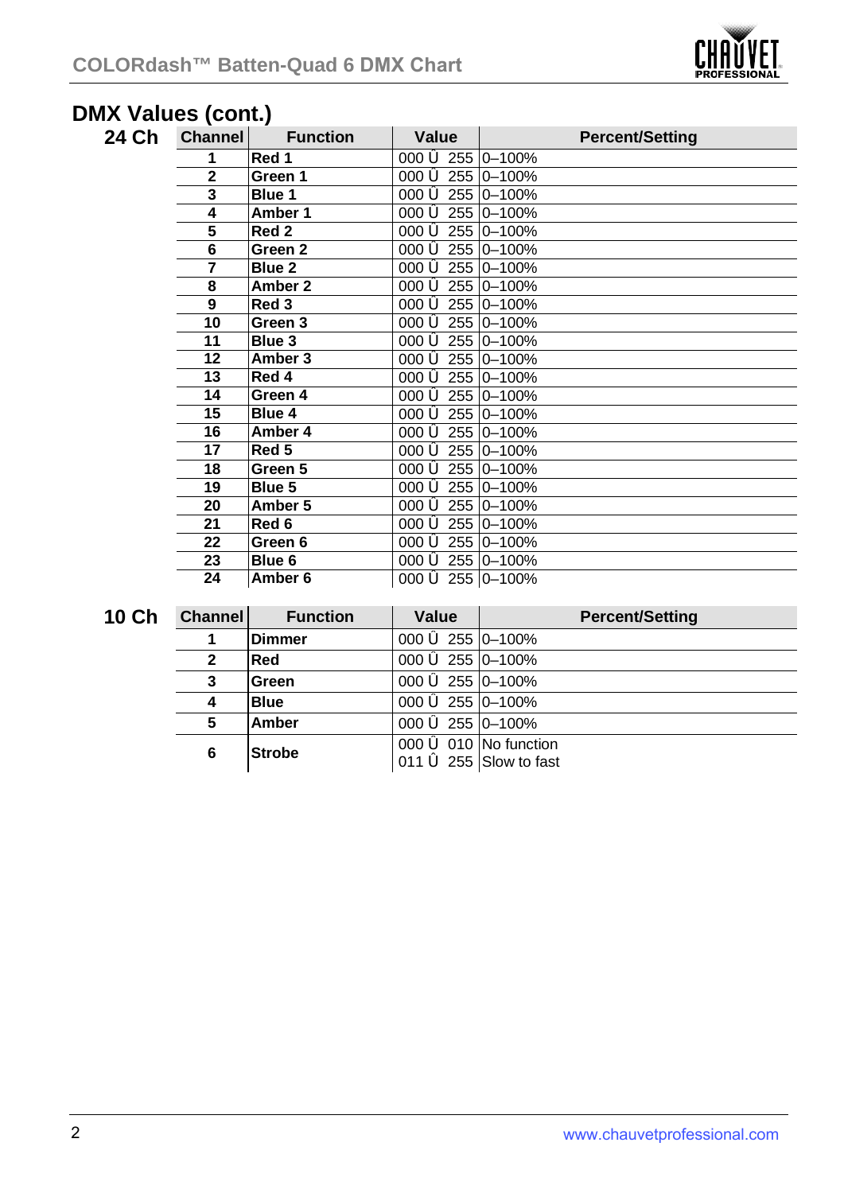## DMX Values (cont.)

### 24 Ch

| Channel | Function | Value | Percent/Setting |
|---|---|---|---|
| 1 | **Red 1** | 000 Û 255 | 0–100% |
| 2 | **Green 1** | 000 Û 255 | 0–100% |
| 3 | **Blue 1** | 000 Û 255 | 0–100% |
| 4 | **Amber 1** | 000 Û 255 | 0–100% |
| 5 | **Red 2** | 000 Û 255 | 0–100% |
| 6 | **Green 2** | 000 Û 255 | 0–100% |
| 7 | **Blue 2** | 000 Û 255 | 0–100% |
| 8 | **Amber 2** | 000 Û 255 | 0–100% |
| 9 | **Red 3** | 000 Û 255 | 0–100% |
| 10 | **Green 3** | 000 Û 255 | 0–100% |
| 11 | **Blue 3** | 000 Û 255 | 0–100% |
| 12 | **Amber 3** | 000 Û 255 | 0–100% |
| 13 | **Red 4** | 000 Û 255 | 0–100% |
| 14 | **Green 4** | 000 Û 255 | 0–100% |
| 15 | **Blue 4** | 000 Û 255 | 0–100% |
| 16 | **Amber 4** | 000 Û 255 | 0–100% |
| 17 | **Red 5** | 000 Û 255 | 0–100% |
| 18 | **Green 5** | 000 Û 255 | 0–100% |
| 19 | **Blue 5** | 000 Û 255 | 0–100% |
| 20 | **Amber 5** | 000 Û 255 | 0–100% |
| 21 | **Red 6** | 000 Û 255 | 0–100% |
| 22 | **Green 6** | 000 Û 255 | 0–100% |
| 23 | **Blue 6** | 000 Û 255 | 0–100% |
| 24 | **Amber 6** | 000 Û 255 | 0–100% |

### 10 Ch

| Channel | Function | Value | Percent/Setting |
|---|---|---|---|
| 1 | **Dimmer** | 000 Û 255 | 0–100% |
| 2 | **Red** | 000 Û 255 | 0–100% |
| 3 | **Green** | 000 Û 255 | 0–100% |
| 4 | **Blue** | 000 Û 255 | 0–100% |
| 5 | **Amber** | 000 Û 255 | 0–100% |
| 6 | **Strobe** | 000 Û 010 | No function |
| | | 011 Û 255 | Slow to fast |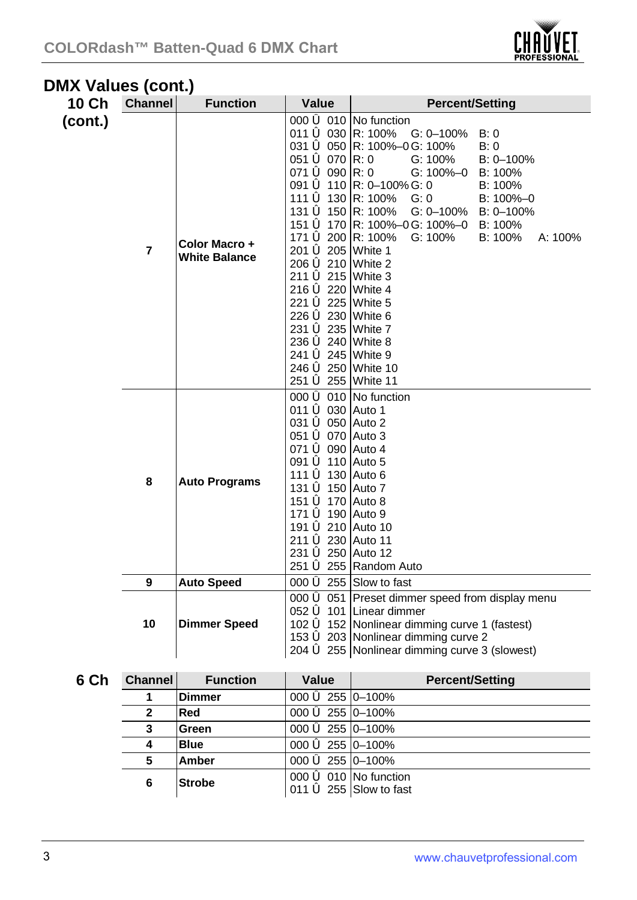## DMX Values (cont.)

**10 Ch (cont.)**

| Channel | Function | Value | Percent/Setting |
|---|---|---|---|
| 7 | **Color Macro + White Balance** | 000 Û 010 | No function |
| | | 011 Û 030 | R: 100% G: 0–100% B: 0 |
| | | 031 Û 050 | R: 100%–0 G: 100% B: 0 |
| | | 051 Û 070 | R: 0 G: 100% B: 0–100% |
| | | 071 Û 090 | R: 0 G: 100%–0 B: 100% |
| | | 091 Û 110 | R: 0–100% G: 0 B: 100% |
| | | 111 Û 130 | R: 100% G: 0 B: 100%–0 |
| | | 131 Û 150 | R: 100% G: 0–100% B: 0–100% |
| | | 151 Û 170 | R: 100%–0 G: 100%–0 B: 100% |
| | | 171 Û 200 | R: 100% G: 100% B: 100% A: 100% |
| | | 201 Û 205 | White 1 |
| | | 206 Û 210 | White 2 |
| | | 211 Û 215 | White 3 |
| | | 216 Û 220 | White 4 |
| | | 221 Û 225 | White 5 |
| | | 226 Û 230 | White 6 |
| | | 231 Û 235 | White 7 |
| | | 236 Û 240 | White 8 |
| | | 241 Û 245 | White 9 |
| | | 246 Û 250 | White 10 |
| | | 251 Û 255 | White 11 |
| 8 | **Auto Programs** | 000 Û 010 | No function |
| | | 011 Û 030 | Auto 1 |
| | | 031 Û 050 | Auto 2 |
| | | 051 Û 070 | Auto 3 |
| | | 071 Û 090 | Auto 4 |
| | | 091 Û 110 | Auto 5 |
| | | 111 Û 130 | Auto 6 |
| | | 131 Û 150 | Auto 7 |
| | | 151 Û 170 | Auto 8 |
| | | 171 Û 190 | Auto 9 |
| | | 191 Û 210 | Auto 10 |
| | | 211 Û 230 | Auto 11 |
| | | 231 Û 250 | Auto 12 |
| | | 251 Û 255 | Random Auto |
| 9 | **Auto Speed** | 000 Û 255 | Slow to fast |
| 10 | **Dimmer Speed** | 000 Û 051 | Preset dimmer speed from display menu |
| | | 052 Û 101 | Linear dimmer |
| | | 102 Û 152 | Nonlinear dimming curve 1 (fastest) |
| | | 153 Û 203 | Nonlinear dimming curve 2 |
| | | 204 Û 255 | Nonlinear dimming curve 3 (slowest) |

**6 Ch**

| Channel | Function | Value | Percent/Setting |
|---|---|---|---|
| 1 | **Dimmer** | 000 Û 255 | 0–100% |
| 2 | **Red** | 000 Û 255 | 0–100% |
| 3 | **Green** | 000 Û 255 | 0–100% |
| 4 | **Blue** | 000 Û 255 | 0–100% |
| 5 | **Amber** | 000 Û 255 | 0–100% |
| 6 | **Strobe** | 000 Û 010 | No function |
| | | 011 Û 255 | Slow to fast |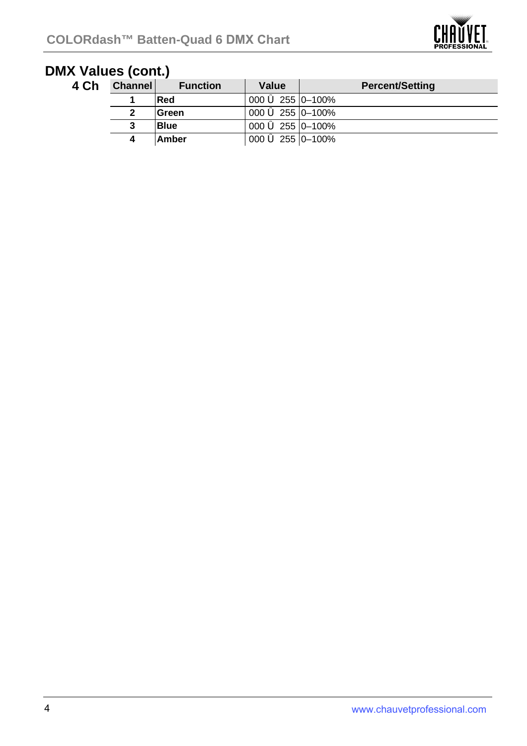## DMX Values (cont.)

**4 Ch**

| Channel | Function | Value | Percent/Setting |
|---|---|---|---|
| **1** | **Red** | 000 Û 255 | 0–100% |
| **2** | **Green** | 000 Û 255 | 0–100% |
| **3** | **Blue** | 000 Û 255 | 0–100% |
| **4** | **Amber** | 000 Û 255 | 0–100% |